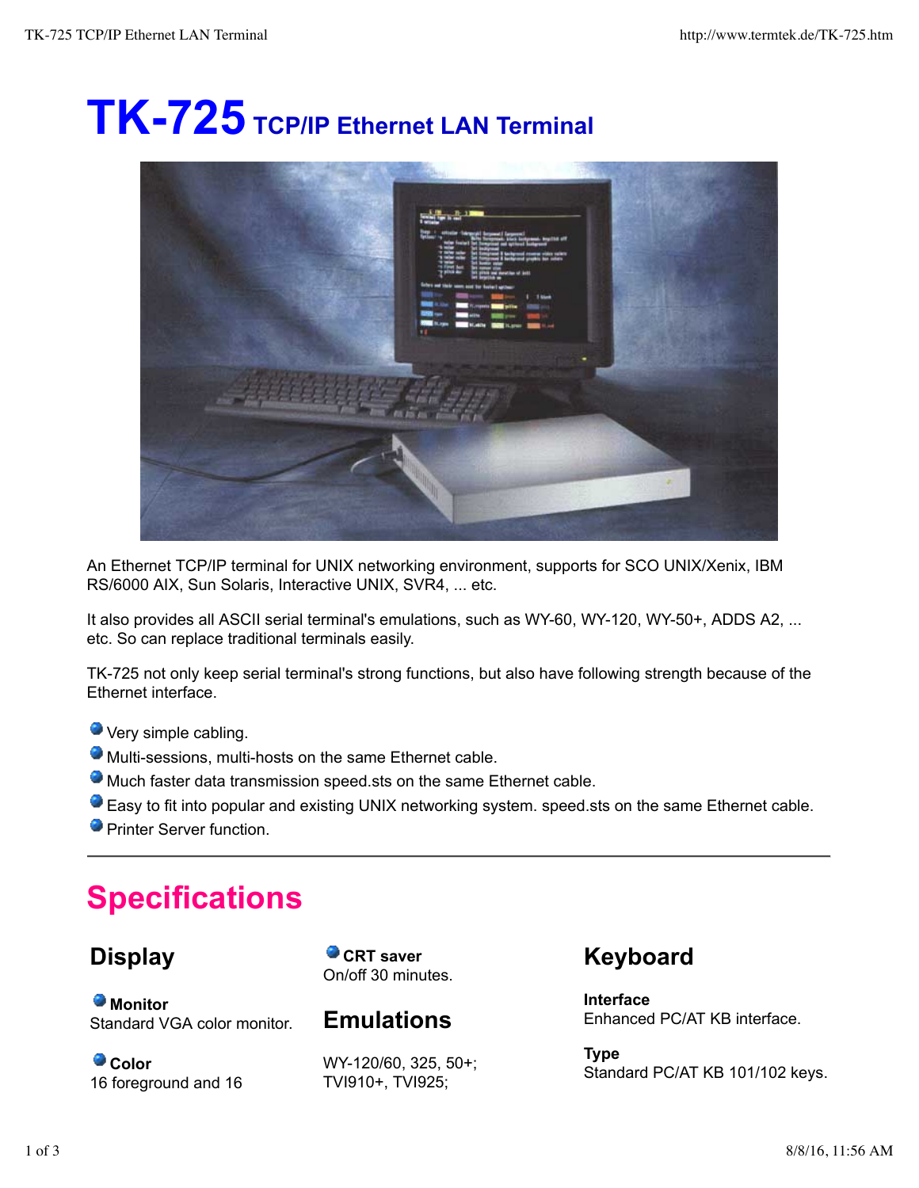# TK-725 TCP/IP Ethernet LAN Terminal

An Ethernet TCP/IP terminal for UNIX networking environment, supports for SCO UNIX/Xenix, IBM RS/6000 AIX, Sun Solaris, Interactive UNIX, SVR4, ... etc.

It also provides all ASCII serial terminal's emulations, such as WY-60, WY-120, WY-50+, ADDS A2, ... etc. So can replace traditional terminals easily.

TK-725 not only keep serial terminal's strong functions, but also have following strength because of the Ethernet interface.

- Very simple cabling.
- Multi-sessions, multi-hosts on the same Ethernet cable.
- Much faster data transmission speed.sts on the same Ethernet cable.
- Easy to fit into popular and existing UNIX networking system. speed.sts on the same Ethernet cable.
- Printer Server function.

---

# Specifications

## Display

**Monitor**
Standard VGA color monitor.

**Color**
16 foreground and 16

**CRT saver**
On/off 30 minutes.

## Emulations

WY-120/60, 325, 50+;
TVI910+, TVI925;

## Keyboard

**Interface**
Enhanced PC/AT KB interface.

**Type**
Standard PC/AT KB 101/102 keys.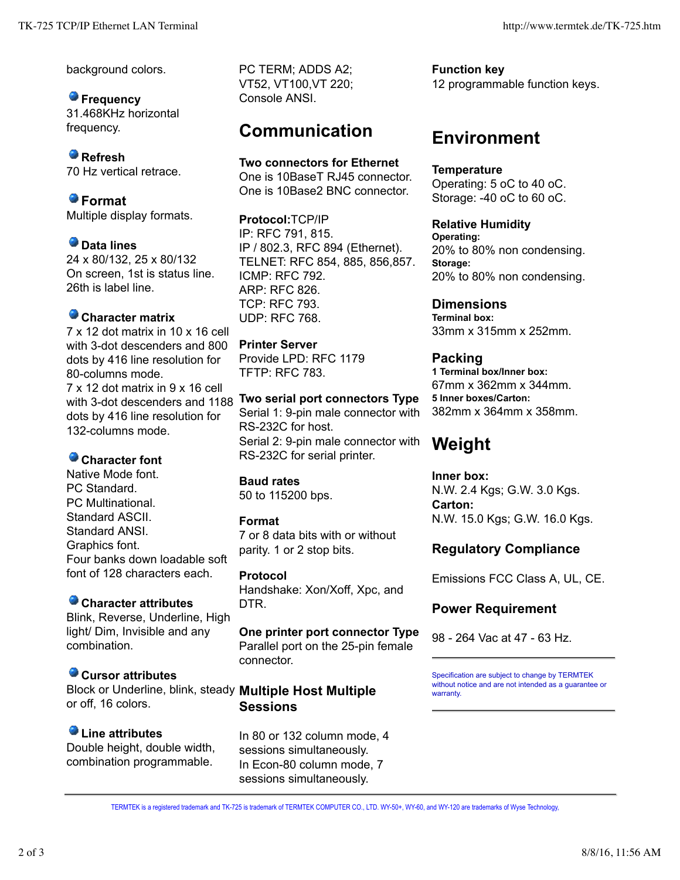background colors.

**Frequency**
31.468KHz horizontal frequency.

**Refresh**
70 Hz vertical retrace.

**Format**
Multiple display formats.

**Data lines**
24 x 80/132, 25 x 80/132
On screen, 1st is status line.
26th is label line.

**Character matrix**
7 x 12 dot matrix in 10 x 16 cell with 3-dot descenders and 800 dots by 416 line resolution for 80-columns mode.
7 x 12 dot matrix in 9 x 16 cell with 3-dot descenders and 1188 dots by 416 line resolution for 132-columns mode.

**Character font**
Native Mode font.
PC Standard.
PC Multinational.
Standard ASCII.
Standard ANSI.
Graphics font.
Four banks down loadable soft font of 128 characters each.

**Character attributes**
Blink, Reverse, Underline, High light/ Dim, Invisible and any combination.

**Cursor attributes**
Block or Underline, blink, steady or off, 16 colors.

**Line attributes**
Double height, double width, combination programmable.

PC TERM; ADDS A2;
VT52, VT100,VT 220;
Console ANSI.

## Communication

**Two connectors for Ethernet**
One is 10BaseT RJ45 connector.
One is 10Base2 BNC connector.

**Protocol:**TCP/IP
IP: RFC 791, 815.
IP / 802.3, RFC 894 (Ethernet).
TELNET: RFC 854, 885, 856,857.
ICMP: RFC 792.
ARP: RFC 826.
TCP: RFC 793.
UDP: RFC 768.

**Printer Server**
Provide LPD: RFC 1179
TFTP: RFC 783.

**Two serial port connectors Type**
Serial 1: 9-pin male connector with RS-232C for host.
Serial 2: 9-pin male connector with RS-232C for serial printer.

**Baud rates**
50 to 115200 bps.

**Format**
7 or 8 data bits with or without parity. 1 or 2 stop bits.

**Protocol**
Handshake: Xon/Xoff, Xpc, and DTR.

**One printer port connector Type**
Parallel port on the 25-pin female connector.

### Multiple Host Multiple Sessions

In 80 or 132 column mode, 4 sessions simultaneously.
In Econ-80 column mode, 7 sessions simultaneously.

**Function key**
12 programmable function keys.

## Environment

**Temperature**
Operating: 5 oC to 40 oC.
Storage: -40 oC to 60 oC.

**Relative Humidity**
**Operating:**
20% to 80% non condensing.
**Storage:**
20% to 80% non condensing.

### Dimensions

**Terminal box:**
33mm x 315mm x 252mm.

### Packing

**1 Terminal box/Inner box:**
67mm x 362mm x 344mm.
**5 Inner boxes/Carton:**
382mm x 364mm x 358mm.

## Weight

**Inner box:**
N.W. 2.4 Kgs; G.W. 3.0 Kgs.
**Carton:**
N.W. 15.0 Kgs; G.W. 16.0 Kgs.

### Regulatory Compliance

Emissions FCC Class A, UL, CE.

### Power Requirement

98 - 264 Vac at 47 - 63 Hz.

---

Specification are subject to change by TERMTEK without notice and are not intended as a guarantee or warranty.

---

TERMTEK is a registered trademark and TK-725 is trademark of TERMTEK COMPUTER CO., LTD. WY-50+, WY-60, and WY-120 are trademarks of Wyse Technology,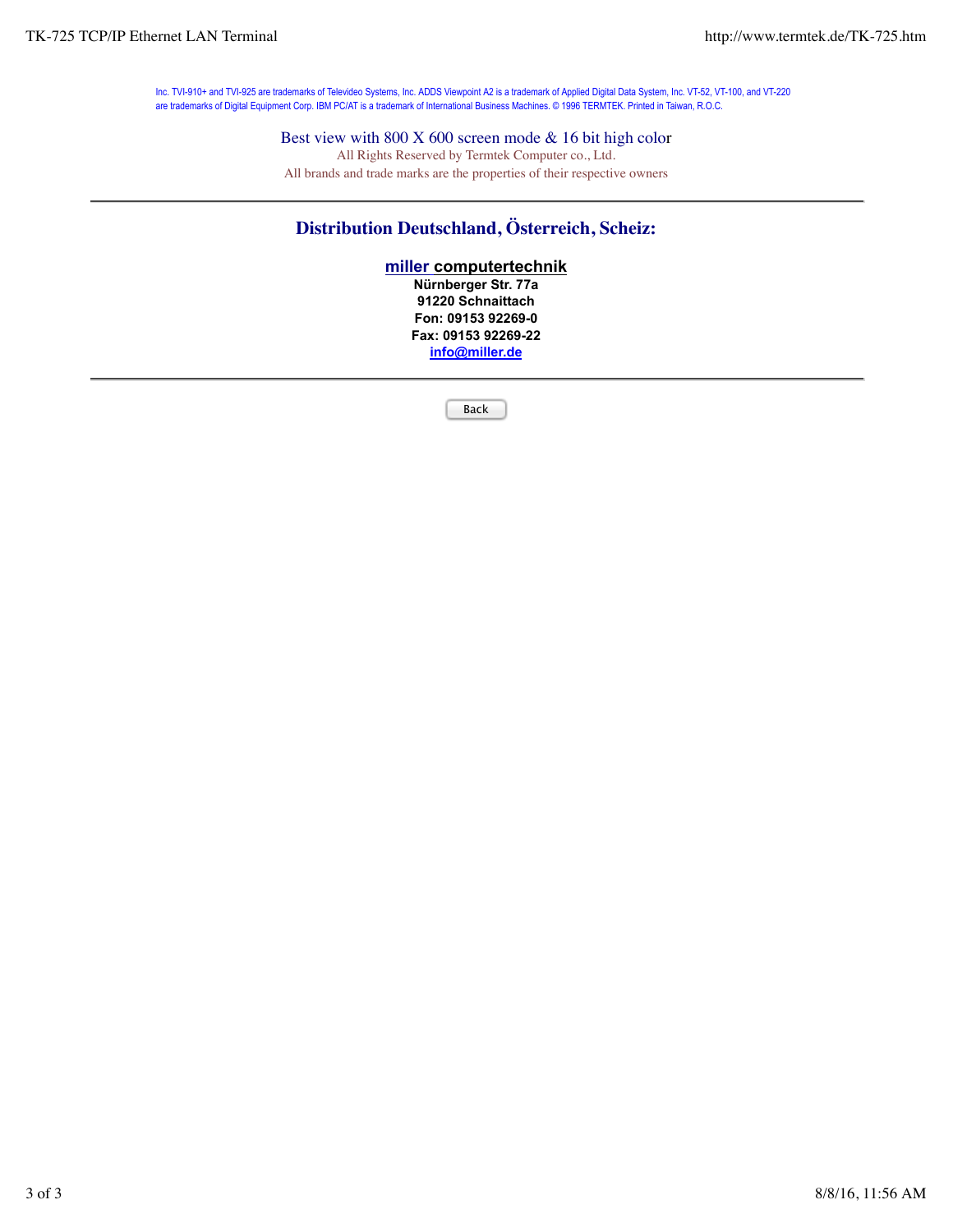Inc. TVI-910+ and TVI-925 are trademarks of Televideo Systems, Inc. ADDS Viewpoint A2 is a trademark of Applied Digital Data System, Inc. VT-52, VT-100, and VT-220 are trademarks of Digital Equipment Corp. IBM PC/AT is a trademark of International Business Machines. © 1996 TERMTEK. Printed in Taiwan, R.O.C.

Best view with 800 X 600 screen mode & 16 bit high color

All Rights Reserved by Termtek Computer co., Ltd.

All brands and trade marks are the properties of their respective owners

---

## Distribution Deutschland, Österreich, Scheiz:

**miller computertechnik**
**Nürnberger Str. 77a**
**91220 Schnaittach**
**Fon: 09153 92269-0**
**Fax: 09153 92269-22**
**info@miller.de**

---

Back